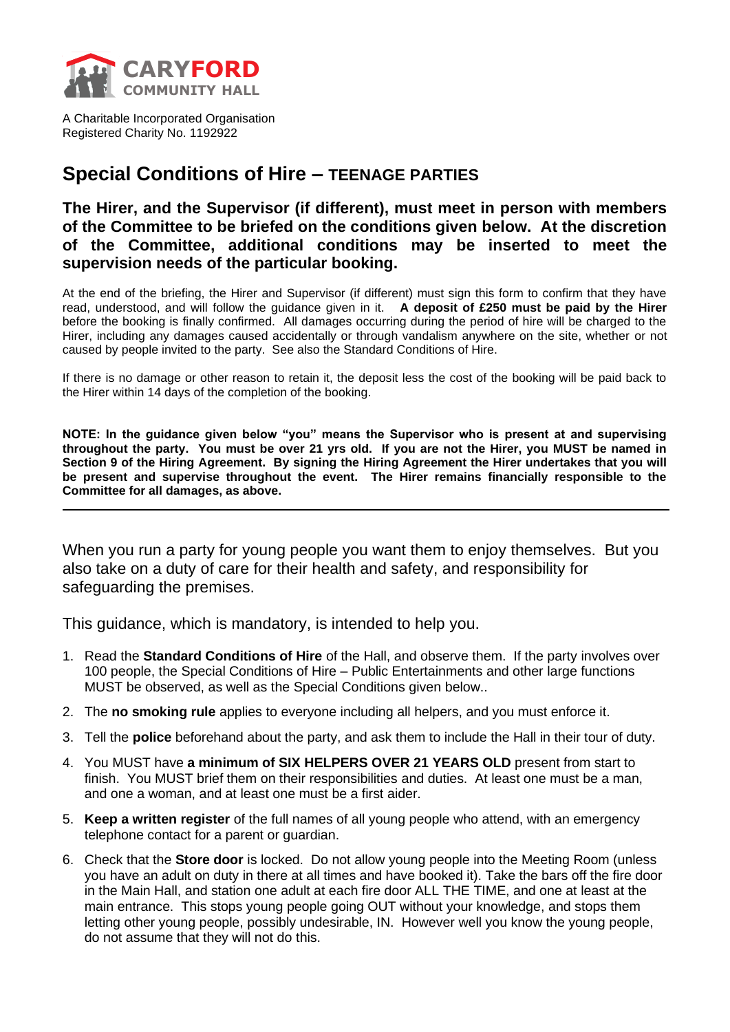**CARYFORD**
**COMMUNITY HALL**

A Charitable Incorporated Organisation
Registered Charity No. 1192922

# Special Conditions of Hire – TEENAGE PARTIES

### The Hirer, and the Supervisor (if different), must meet in person with members of the Committee to be briefed on the conditions given below. At the discretion of the Committee, additional conditions may be inserted to meet the supervision needs of the particular booking.

At the end of the briefing, the Hirer and Supervisor (if different) must sign this form to confirm that they have read, understood, and will follow the guidance given in it. **A deposit of £250 must be paid by the Hirer** before the booking is finally confirmed. All damages occurring during the period of hire will be charged to the Hirer, including any damages caused accidentally or through vandalism anywhere on the site, whether or not caused by people invited to the party. See also the Standard Conditions of Hire.

If there is no damage or other reason to retain it, the deposit less the cost of the booking will be paid back to the Hirer within 14 days of the completion of the booking.

**NOTE: In the guidance given below "you" means the Supervisor who is present at and supervising throughout the party. You must be over 21 yrs old. If you are not the Hirer, you MUST be named in Section 9 of the Hiring Agreement. By signing the Hiring Agreement the Hirer undertakes that you will be present and supervise throughout the event. The Hirer remains financially responsible to the Committee for all damages, as above.**

---

When you run a party for young people you want them to enjoy themselves. But you also take on a duty of care for their health and safety, and responsibility for safeguarding the premises.

This guidance, which is mandatory, is intended to help you.

1. Read the **Standard Conditions of Hire** of the Hall, and observe them. If the party involves over 100 people, the Special Conditions of Hire – Public Entertainments and other large functions MUST be observed, as well as the Special Conditions given below..
2. The **no smoking rule** applies to everyone including all helpers, and you must enforce it.
3. Tell the **police** beforehand about the party, and ask them to include the Hall in their tour of duty.
4. You MUST have **a minimum of SIX HELPERS OVER 21 YEARS OLD** present from start to finish. You MUST brief them on their responsibilities and duties. At least one must be a man, and one a woman, and at least one must be a first aider.
5. **Keep a written register** of the full names of all young people who attend, with an emergency telephone contact for a parent or guardian.
6. Check that the **Store door** is locked. Do not allow young people into the Meeting Room (unless you have an adult on duty in there at all times and have booked it). Take the bars off the fire door in the Main Hall, and station one adult at each fire door ALL THE TIME, and one at least at the main entrance. This stops young people going OUT without your knowledge, and stops them letting other young people, possibly undesirable, IN. However well you know the young people, do not assume that they will not do this.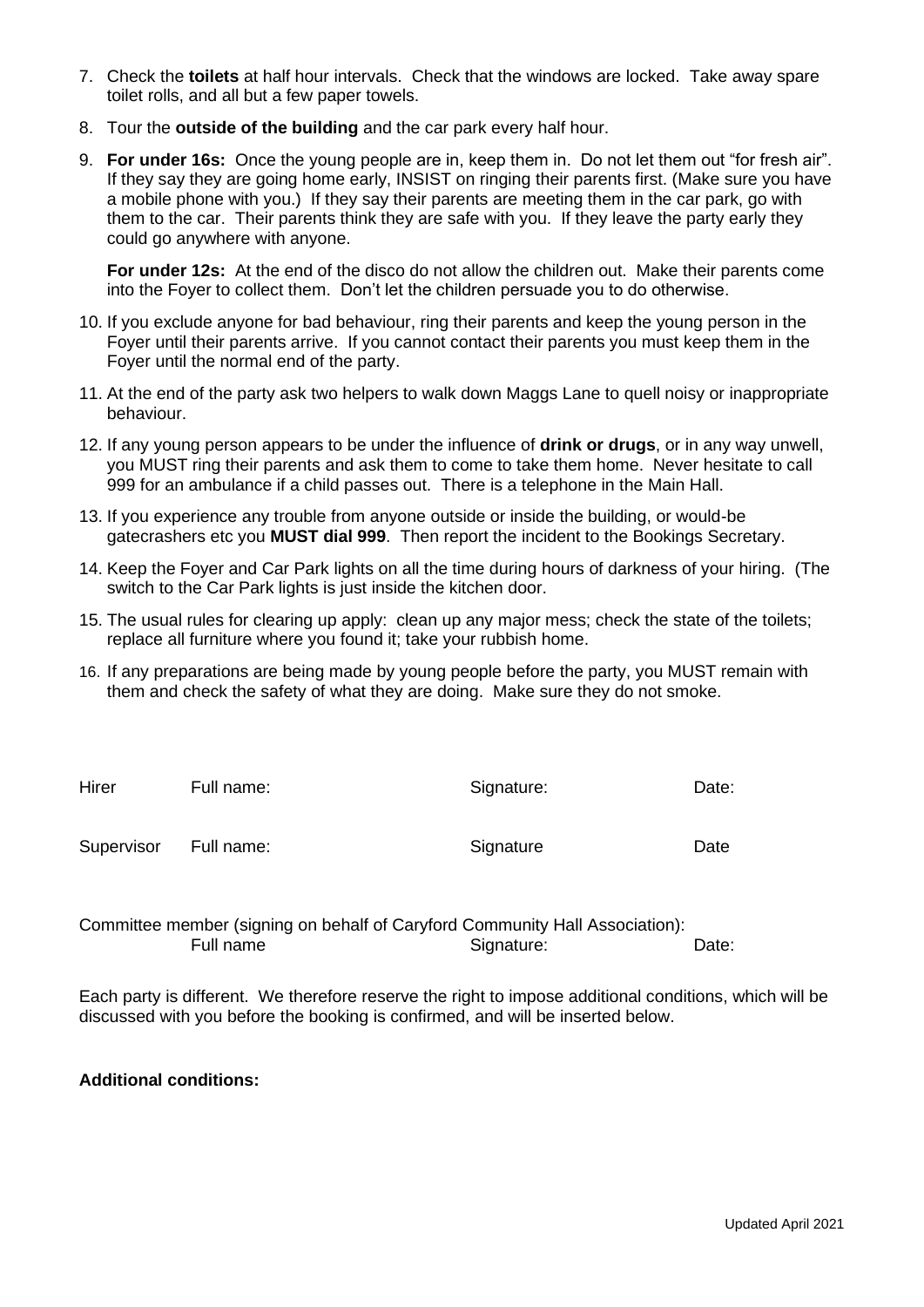7. Check the **toilets** at half hour intervals. Check that the windows are locked. Take away spare toilet rolls, and all but a few paper towels.

8. Tour the **outside of the building** and the car park every half hour.

9. **For under 16s:** Once the young people are in, keep them in. Do not let them out "for fresh air". If they say they are going home early, INSIST on ringing their parents first. (Make sure you have a mobile phone with you.) If they say their parents are meeting them in the car park, go with them to the car. Their parents think they are safe with you. If they leave the party early they could go anywhere with anyone.

   **For under 12s:** At the end of the disco do not allow the children out. Make their parents come into the Foyer to collect them. Don't let the children persuade you to do otherwise.

10. If you exclude anyone for bad behaviour, ring their parents and keep the young person in the Foyer until their parents arrive. If you cannot contact their parents you must keep them in the Foyer until the normal end of the party.

11. At the end of the party ask two helpers to walk down Maggs Lane to quell noisy or inappropriate behaviour.

12. If any young person appears to be under the influence of **drink or drugs**, or in any way unwell, you MUST ring their parents and ask them to come to take them home. Never hesitate to call 999 for an ambulance if a child passes out. There is a telephone in the Main Hall.

13. If you experience any trouble from anyone outside or inside the building, or would-be gatecrashers etc you **MUST dial 999**. Then report the incident to the Bookings Secretary.

14. Keep the Foyer and Car Park lights on all the time during hours of darkness of your hiring. (The switch to the Car Park lights is just inside the kitchen door.

15. The usual rules for clearing up apply: clean up any major mess; check the state of the toilets; replace all furniture where you found it; take your rubbish home.

16. If any preparations are being made by young people before the party, you MUST remain with them and check the safety of what they are doing. Make sure they do not smoke.

| | | | |
|---|---|---|---|
| Hirer | Full name: | Signature: | Date: |
| Supervisor | Full name: | Signature | Date |

Committee member (signing on behalf of Caryford Community Hall Association):

| | | |
|---|---|---|
| Full name | Signature: | Date: |

Each party is different. We therefore reserve the right to impose additional conditions, which will be discussed with you before the booking is confirmed, and will be inserted below.

**Additional conditions:**

Updated April 2021